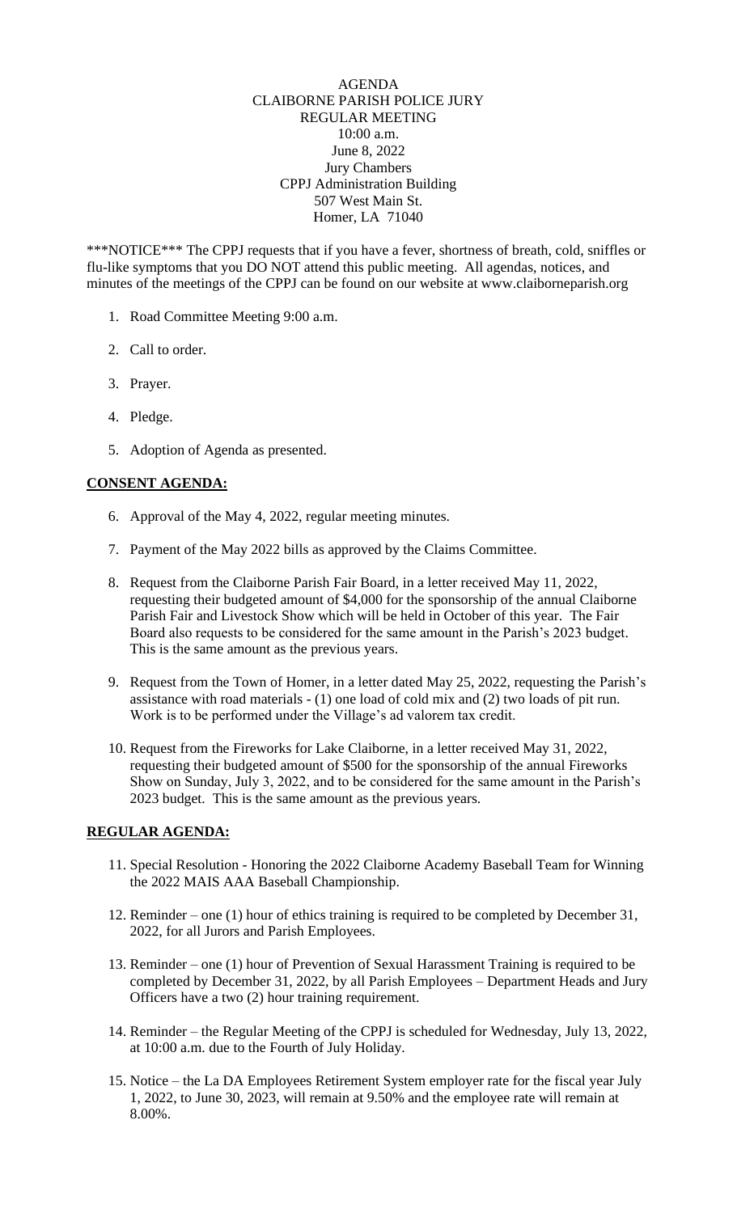# AGENDA
## CLAIBORNE PARISH POLICE JURY
## REGULAR MEETING

10:00 a.m.
June 8, 2022
Jury Chambers
CPPJ Administration Building
507 West Main St.
Homer, LA 71040

***NOTICE*** The CPPJ requests that if you have a fever, shortness of breath, cold, sniffles or flu-like symptoms that you DO NOT attend this public meeting. All agendas, notices, and minutes of the meetings of the CPPJ can be found on our website at www.claiborneparish.org

1. Road Committee Meeting 9:00 a.m.
2. Call to order.
3. Prayer.
4. Pledge.
5. Adoption of Agenda as presented.

## CONSENT AGENDA:

6. Approval of the May 4, 2022, regular meeting minutes.
7. Payment of the May 2022 bills as approved by the Claims Committee.
8. Request from the Claiborne Parish Fair Board, in a letter received May 11, 2022, requesting their budgeted amount of $4,000 for the sponsorship of the annual Claiborne Parish Fair and Livestock Show which will be held in October of this year. The Fair Board also requests to be considered for the same amount in the Parish's 2023 budget. This is the same amount as the previous years.
9. Request from the Town of Homer, in a letter dated May 25, 2022, requesting the Parish's assistance with road materials - (1) one load of cold mix and (2) two loads of pit run. Work is to be performed under the Village's ad valorem tax credit.
10. Request from the Fireworks for Lake Claiborne, in a letter received May 31, 2022, requesting their budgeted amount of $500 for the sponsorship of the annual Fireworks Show on Sunday, July 3, 2022, and to be considered for the same amount in the Parish's 2023 budget. This is the same amount as the previous years.

## REGULAR AGENDA:

11. Special Resolution - Honoring the 2022 Claiborne Academy Baseball Team for Winning the 2022 MAIS AAA Baseball Championship.
12. Reminder – one (1) hour of ethics training is required to be completed by December 31, 2022, for all Jurors and Parish Employees.
13. Reminder – one (1) hour of Prevention of Sexual Harassment Training is required to be completed by December 31, 2022, by all Parish Employees – Department Heads and Jury Officers have a two (2) hour training requirement.
14. Reminder – the Regular Meeting of the CPPJ is scheduled for Wednesday, July 13, 2022, at 10:00 a.m. due to the Fourth of July Holiday.
15. Notice – the La DA Employees Retirement System employer rate for the fiscal year July 1, 2022, to June 30, 2023, will remain at 9.50% and the employee rate will remain at 8.00%.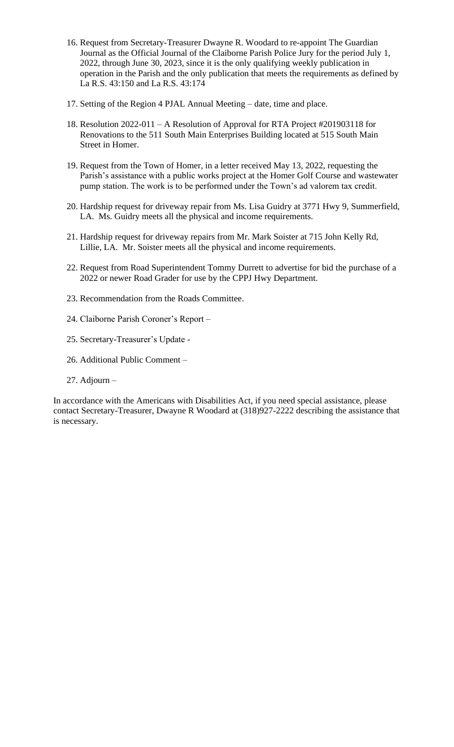16. Request from Secretary-Treasurer Dwayne R. Woodard to re-appoint The Guardian Journal as the Official Journal of the Claiborne Parish Police Jury for the period July 1, 2022, through June 30, 2023, since it is the only qualifying weekly publication in operation in the Parish and the only publication that meets the requirements as defined by La R.S. 43:150 and La R.S. 43:174

17. Setting of the Region 4 PJAL Annual Meeting – date, time and place.

18. Resolution 2022-011 – A Resolution of Approval for RTA Project #201903118 for Renovations to the 511 South Main Enterprises Building located at 515 South Main Street in Homer.

19. Request from the Town of Homer, in a letter received May 13, 2022, requesting the Parish's assistance with a public works project at the Homer Golf Course and wastewater pump station. The work is to be performed under the Town's ad valorem tax credit.

20. Hardship request for driveway repair from Ms. Lisa Guidry at 3771 Hwy 9, Summerfield, LA. Ms. Guidry meets all the physical and income requirements.

21. Hardship request for driveway repairs from Mr. Mark Soister at 715 John Kelly Rd, Lillie, LA. Mr. Soister meets all the physical and income requirements.

22. Request from Road Superintendent Tommy Durrett to advertise for bid the purchase of a 2022 or newer Road Grader for use by the CPPJ Hwy Department.

23. Recommendation from the Roads Committee.

24. Claiborne Parish Coroner's Report –

25. Secretary-Treasurer's Update -

26. Additional Public Comment –

27. Adjourn –

In accordance with the Americans with Disabilities Act, if you need special assistance, please contact Secretary-Treasurer, Dwayne R Woodard at (318)927-2222 describing the assistance that is necessary.